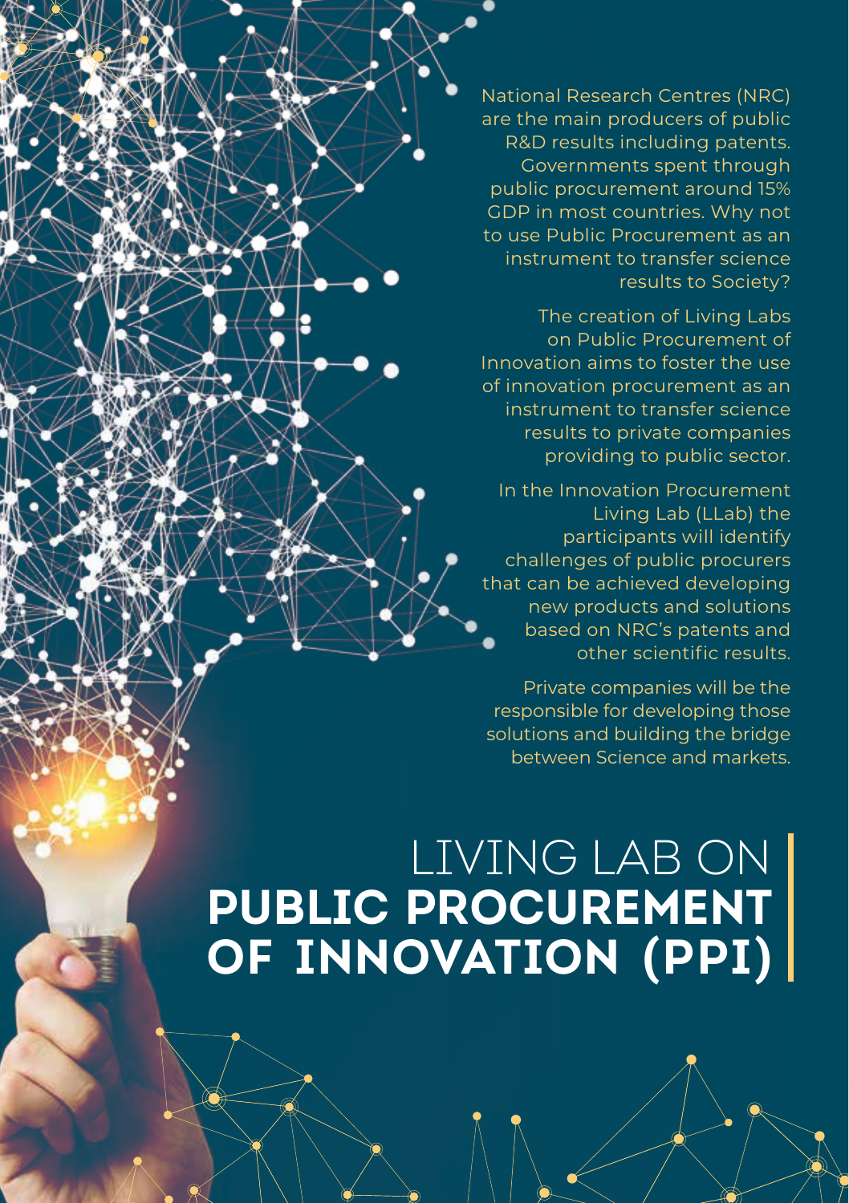# LIVING LAB ON **PUBLIC PROCUREMENT OF INNOVATION (PPI)**

National Research Centres (NRC) are the main producers of public R&D results including patents. Governments spent through public procurement around 15% GDP in most countries. Why not to use Public Procurement as an instrument to transfer science results to Society?

The creation of Living Labs on Public Procurement of Innovation aims to foster the use of innovation procurement as an instrument to transfer science results to private companies providing to public sector.

In the Innovation Procurement Living Lab (LLab) the participants will identify challenges of public procurers that can be achieved developing new products and solutions based on NRC's patents and other scientific results.

Private companies will be the responsible for developing those solutions and building the bridge between Science and markets.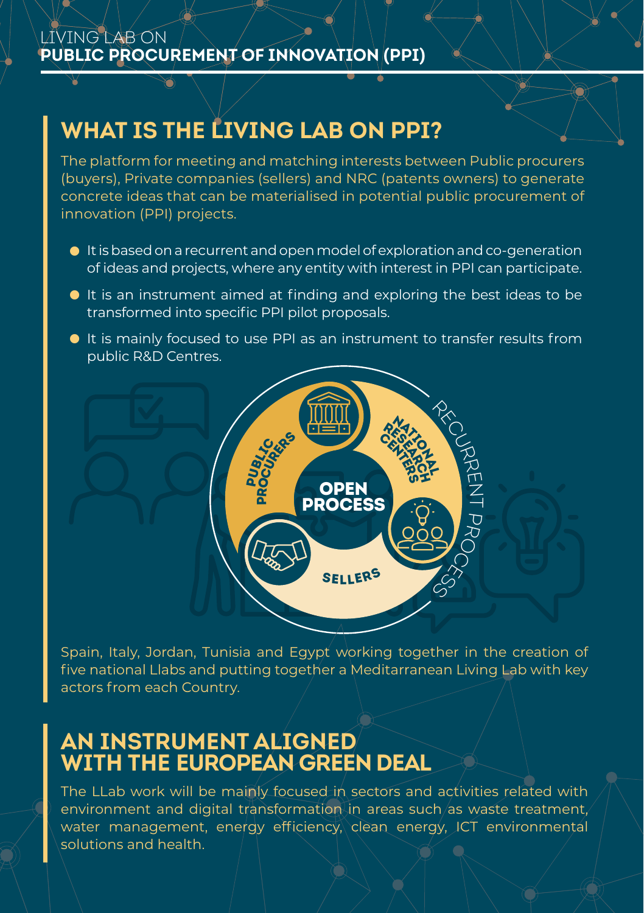LIVING LAB ON
**PUBLIC PROCUREMENT OF INNOVATION (PPI)**

## WHAT IS THE LIVING LAB ON PPI?

The platform for meeting and matching interests between Public procurers (buyers), Private companies (sellers) and NRC (patents owners) to generate concrete ideas that can be materialised in potential public procurement of innovation (PPI) projects.

- It is based on a recurrent and open model of exploration and co-generation of ideas and projects, where any entity with interest in PPI can participate.
- It is an instrument aimed at finding and exploring the best ideas to be transformed into specific PPI pilot proposals.
- It is mainly focused to use PPI as an instrument to transfer results from public R&D Centres.

PUBLIC PROCURERS

NATIONAL RESEARCH CENTERS

SELLERS

OPEN PROCESS

RECURRENT PROCESS

Spain, Italy, Jordan, Tunisia and Egypt working together in the creation of five national Llabs and putting together a Meditarranean Living Lab with key actors from each Country.

## AN INSTRUMENT ALIGNED WITH THE EUROPEAN GREEN DEAL

The LLab work will be mainly focused in sectors and activities related with environment and digital transformation in areas such as waste treatment, water management, energy efficiency, clean energy, ICT environmental solutions and health.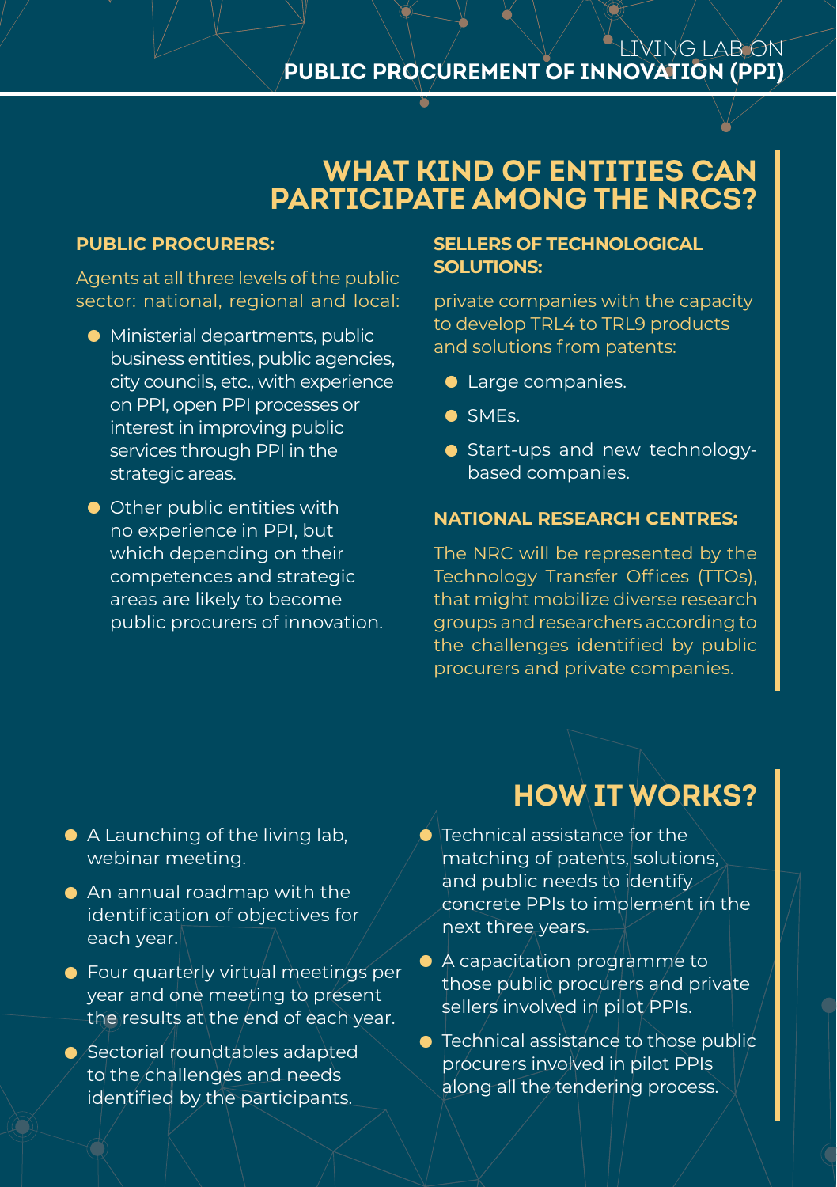## WHAT KIND OF ENTITIES CAN PARTICIPATE AMONG THE NRCS?

**PUBLIC PROCURERS:**

Agents at all three levels of the public sector: national, regional and local:

- Ministerial departments, public business entities, public agencies, city councils, etc., with experience on PPI, open PPI processes or interest in improving public services through PPI in the strategic areas.
- Other public entities with no experience in PPI, but which depending on their competences and strategic areas are likely to become public procurers of innovation.

**SELLERS OF TECHNOLOGICAL SOLUTIONS:**

private companies with the capacity to develop TRL4 to TRL9 products and solutions from patents:

- Large companies.
- SMEs.
- Start-ups and new technology-based companies.

**NATIONAL RESEARCH CENTRES:**

The NRC will be represented by the Technology Transfer Offices (TTOs), that might mobilize diverse research groups and researchers according to the challenges identified by public procurers and private companies.

## HOW IT WORKS?

- A Launching of the living lab, webinar meeting.
- An annual roadmap with the identification of objectives for each year.
- Four quarterly virtual meetings per year and one meeting to present the results at the end of each year.
- Sectorial roundtables adapted to the challenges and needs identified by the participants.
- Technical assistance for the matching of patents, solutions, and public needs to identify concrete PPIs to implement in the next three years.
- A capacitation programme to those public procurers and private sellers involved in pilot PPIs.
- Technical assistance to those public procurers involved in pilot PPIs along all the tendering process.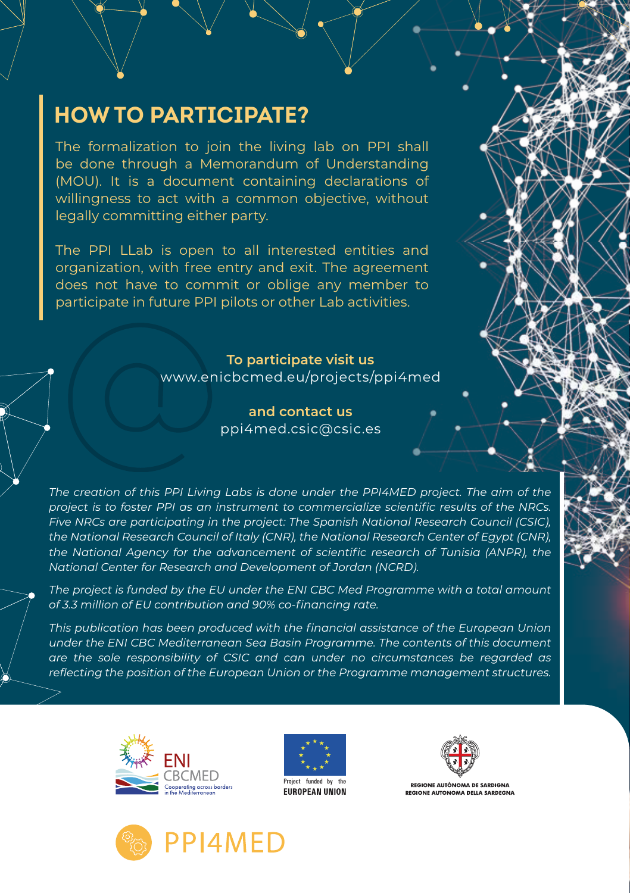## HOW TO PARTICIPATE?

The formalization to join the living lab on PPI shall be done through a Memorandum of Understanding (MOU). It is a document containing declarations of willingness to act with a common objective, without legally committing either party.

The PPI LLab is open to all interested entities and organization, with free entry and exit. The agreement does not have to commit or oblige any member to participate in future PPI pilots or other Lab activities.

**To participate visit us**
www.enicbcmed.eu/projects/ppi4med

**and contact us**
ppi4med.csic@csic.es

*The creation of this PPI Living Labs is done under the PPI4MED project. The aim of the project is to foster PPI as an instrument to commercialize scientific results of the NRCs. Five NRCs are participating in the project: The Spanish National Research Council (CSIC), the National Research Council of Italy (CNR), the National Research Center of Egypt (CNR), the National Agency for the advancement of scientific research of Tunisia (ANPR), the National Center for Research and Development of Jordan (NCRD).*

*The project is funded by the EU under the ENI CBC Med Programme with a total amount of 3.3 million of EU contribution and 90% co-financing rate.*

*This publication has been produced with the financial assistance of the European Union under the ENI CBC Mediterranean Sea Basin Programme. The contents of this document are the sole responsibility of CSIC and can under no circumstances be regarded as reflecting the position of the European Union or the Programme management structures.*

ENI CBCMED Cooperating across borders in the Mediterranean

Project funded by the EUROPEAN UNION

REGIONE AUTÒNOMA DE SARDIGNA
REGIONE AUTONOMA DELLA SARDEGNA

PPI4MED